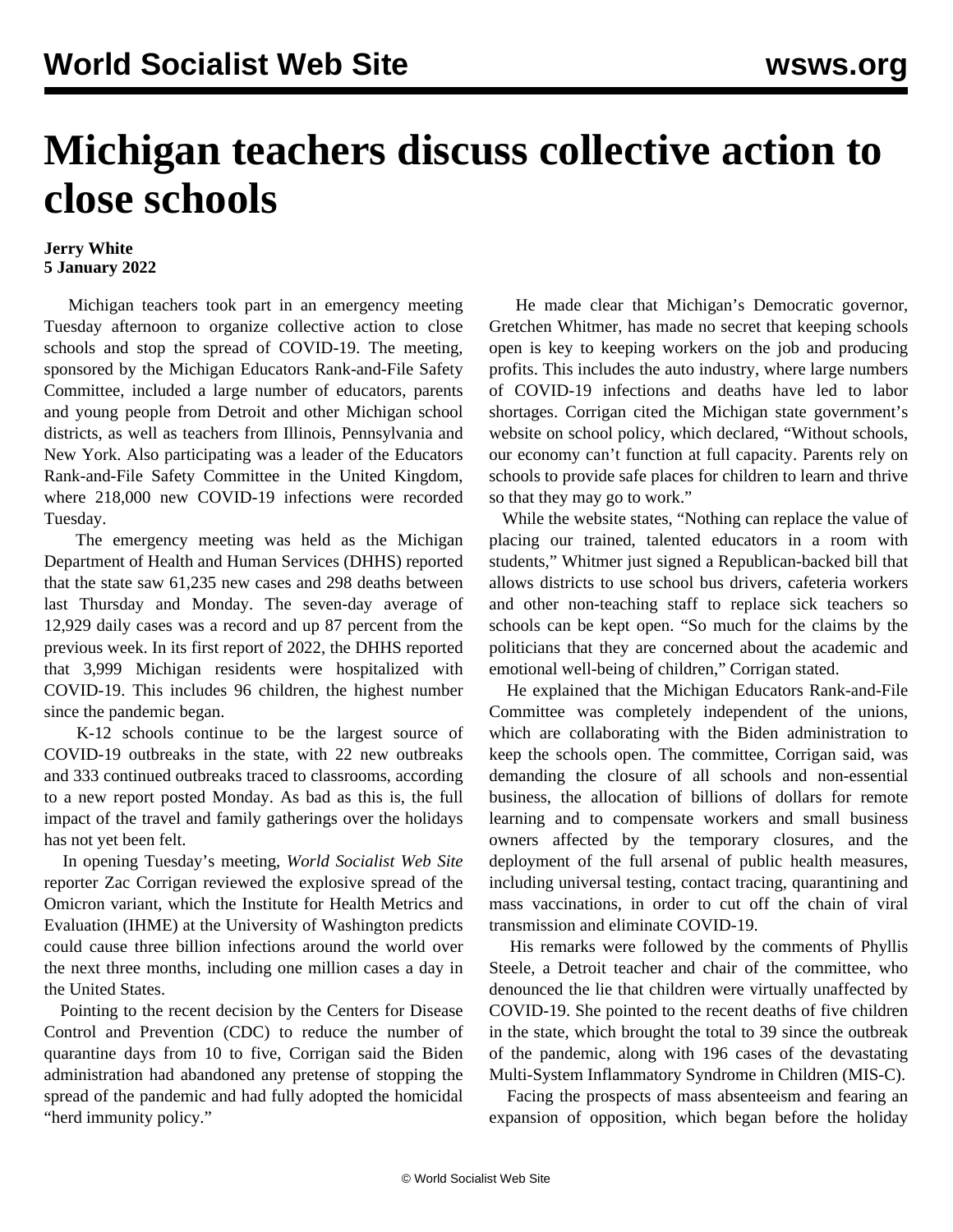# Michigan teachers discuss collective action to close schools

**Jerry White**
**5 January 2022**

Michigan teachers took part in an emergency meeting Tuesday afternoon to organize collective action to close schools and stop the spread of COVID-19. The meeting, sponsored by the Michigan Educators Rank-and-File Safety Committee, included a large number of educators, parents and young people from Detroit and other Michigan school districts, as well as teachers from Illinois, Pennsylvania and New York. Also participating was a leader of the Educators Rank-and-File Safety Committee in the United Kingdom, where 218,000 new COVID-19 infections were recorded Tuesday.

The emergency meeting was held as the Michigan Department of Health and Human Services (DHHS) reported that the state saw 61,235 new cases and 298 deaths between last Thursday and Monday. The seven-day average of 12,929 daily cases was a record and up 87 percent from the previous week. In its first report of 2022, the DHHS reported that 3,999 Michigan residents were hospitalized with COVID-19. This includes 96 children, the highest number since the pandemic began.

K-12 schools continue to be the largest source of COVID-19 outbreaks in the state, with 22 new outbreaks and 333 continued outbreaks traced to classrooms, according to a new report posted Monday. As bad as this is, the full impact of the travel and family gatherings over the holidays has not yet been felt.

In opening Tuesday's meeting, *World Socialist Web Site* reporter Zac Corrigan reviewed the explosive spread of the Omicron variant, which the Institute for Health Metrics and Evaluation (IHME) at the University of Washington predicts could cause three billion infections around the world over the next three months, including one million cases a day in the United States.

Pointing to the recent decision by the Centers for Disease Control and Prevention (CDC) to reduce the number of quarantine days from 10 to five, Corrigan said the Biden administration had abandoned any pretense of stopping the spread of the pandemic and had fully adopted the homicidal "herd immunity policy."

He made clear that Michigan's Democratic governor, Gretchen Whitmer, has made no secret that keeping schools open is key to keeping workers on the job and producing profits. This includes the auto industry, where large numbers of COVID-19 infections and deaths have led to labor shortages. Corrigan cited the Michigan state government's website on school policy, which declared, "Without schools, our economy can't function at full capacity. Parents rely on schools to provide safe places for children to learn and thrive so that they may go to work."

While the website states, "Nothing can replace the value of placing our trained, talented educators in a room with students," Whitmer just signed a Republican-backed bill that allows districts to use school bus drivers, cafeteria workers and other non-teaching staff to replace sick teachers so schools can be kept open. "So much for the claims by the politicians that they are concerned about the academic and emotional well-being of children," Corrigan stated.

He explained that the Michigan Educators Rank-and-File Committee was completely independent of the unions, which are collaborating with the Biden administration to keep the schools open. The committee, Corrigan said, was demanding the closure of all schools and non-essential business, the allocation of billions of dollars for remote learning and to compensate workers and small business owners affected by the temporary closures, and the deployment of the full arsenal of public health measures, including universal testing, contact tracing, quarantining and mass vaccinations, in order to cut off the chain of viral transmission and eliminate COVID-19.

His remarks were followed by the comments of Phyllis Steele, a Detroit teacher and chair of the committee, who denounced the lie that children were virtually unaffected by COVID-19. She pointed to the recent deaths of five children in the state, which brought the total to 39 since the outbreak of the pandemic, along with 196 cases of the devastating Multi-System Inflammatory Syndrome in Children (MIS-C).

Facing the prospects of mass absenteeism and fearing an expansion of opposition, which began before the holiday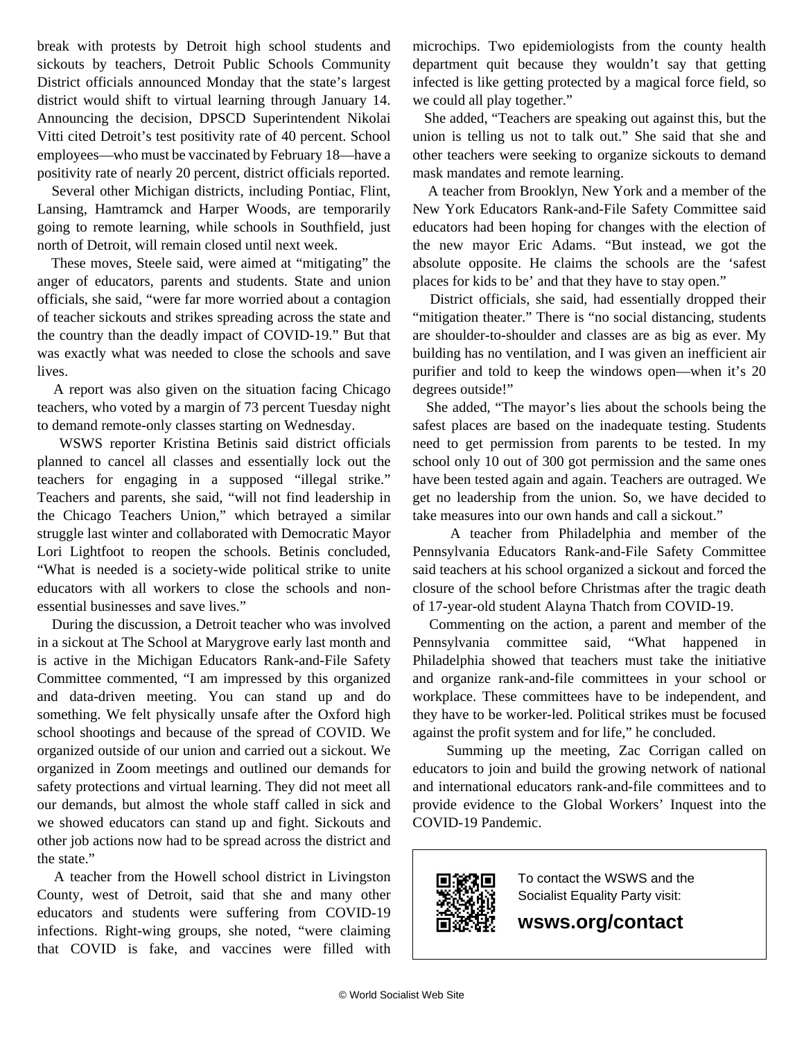break with protests by Detroit high school students and sickouts by teachers, Detroit Public Schools Community District officials announced Monday that the state's largest district would shift to virtual learning through January 14. Announcing the decision, DPSCD Superintendent Nikolai Vitti cited Detroit's test positivity rate of 40 percent. School employees—who must be vaccinated by February 18—have a positivity rate of nearly 20 percent, district officials reported.

Several other Michigan districts, including Pontiac, Flint, Lansing, Hamtramck and Harper Woods, are temporarily going to remote learning, while schools in Southfield, just north of Detroit, will remain closed until next week.

These moves, Steele said, were aimed at "mitigating" the anger of educators, parents and students. State and union officials, she said, "were far more worried about a contagion of teacher sickouts and strikes spreading across the state and the country than the deadly impact of COVID-19." But that was exactly what was needed to close the schools and save lives.

A report was also given on the situation facing Chicago teachers, who voted by a margin of 73 percent Tuesday night to demand remote-only classes starting on Wednesday.

WSWS reporter Kristina Betinis said district officials planned to cancel all classes and essentially lock out the teachers for engaging in a supposed "illegal strike." Teachers and parents, she said, "will not find leadership in the Chicago Teachers Union," which betrayed a similar struggle last winter and collaborated with Democratic Mayor Lori Lightfoot to reopen the schools. Betinis concluded, "What is needed is a society-wide political strike to unite educators with all workers to close the schools and non-essential businesses and save lives."

During the discussion, a Detroit teacher who was involved in a sickout at The School at Marygrove early last month and is active in the Michigan Educators Rank-and-File Safety Committee commented, "I am impressed by this organized and data-driven meeting. You can stand up and do something. We felt physically unsafe after the Oxford high school shootings and because of the spread of COVID. We organized outside of our union and carried out a sickout. We organized in Zoom meetings and outlined our demands for safety protections and virtual learning. They did not meet all our demands, but almost the whole staff called in sick and we showed educators can stand up and fight. Sickouts and other job actions now had to be spread across the district and the state."

A teacher from the Howell school district in Livingston County, west of Detroit, said that she and many other educators and students were suffering from COVID-19 infections. Right-wing groups, she noted, "were claiming that COVID is fake, and vaccines were filled with microchips. Two epidemiologists from the county health department quit because they wouldn't say that getting infected is like getting protected by a magical force field, so we could all play together."

She added, "Teachers are speaking out against this, but the union is telling us not to talk out." She said that she and other teachers were seeking to organize sickouts to demand mask mandates and remote learning.

A teacher from Brooklyn, New York and a member of the New York Educators Rank-and-File Safety Committee said educators had been hoping for changes with the election of the new mayor Eric Adams. "But instead, we got the absolute opposite. He claims the schools are the 'safest places for kids to be' and that they have to stay open."

District officials, she said, had essentially dropped their "mitigation theater." There is "no social distancing, students are shoulder-to-shoulder and classes are as big as ever. My building has no ventilation, and I was given an inefficient air purifier and told to keep the windows open—when it's 20 degrees outside!"

She added, "The mayor's lies about the schools being the safest places are based on the inadequate testing. Students need to get permission from parents to be tested. In my school only 10 out of 300 got permission and the same ones have been tested again and again. Teachers are outraged. We get no leadership from the union. So, we have decided to take measures into our own hands and call a sickout."

A teacher from Philadelphia and member of the Pennsylvania Educators Rank-and-File Safety Committee said teachers at his school organized a sickout and forced the closure of the school before Christmas after the tragic death of 17-year-old student Alayna Thatch from COVID-19.

Commenting on the action, a parent and member of the Pennsylvania committee said, "What happened in Philadelphia showed that teachers must take the initiative and organize rank-and-file committees in your school or workplace. These committees have to be independent, and they have to be worker-led. Political strikes must be focused against the profit system and for life," he concluded.

Summing up the meeting, Zac Corrigan called on educators to join and build the growing network of national and international educators rank-and-file committees and to provide evidence to the Global Workers' Inquest into the COVID-19 Pandemic.

To contact the WSWS and the Socialist Equality Party visit:

**wsws.org/contact**